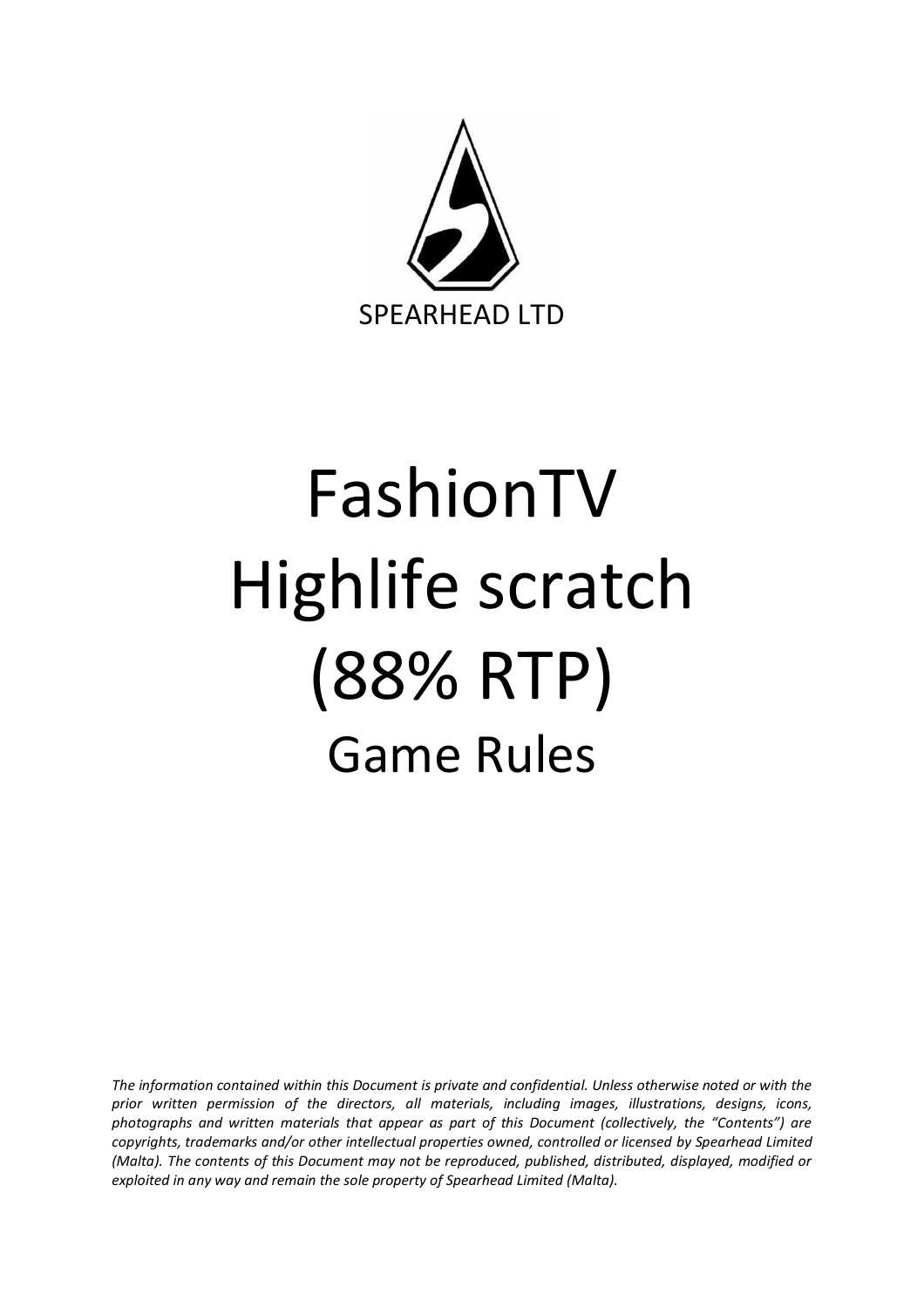SPEARHEAD LTD

# FashionTV Highlife scratch (88% RTP)

## Game Rules

*The information contained within this Document is private and confidential. Unless otherwise noted or with the prior written permission of the directors, all materials, including images, illustrations, designs, icons, photographs and written materials that appear as part of this Document (collectively, the "Contents") are copyrights, trademarks and/or other intellectual properties owned, controlled or licensed by Spearhead Limited (Malta). The contents of this Document may not be reproduced, published, distributed, displayed, modified or exploited in any way and remain the sole property of Spearhead Limited (Malta).*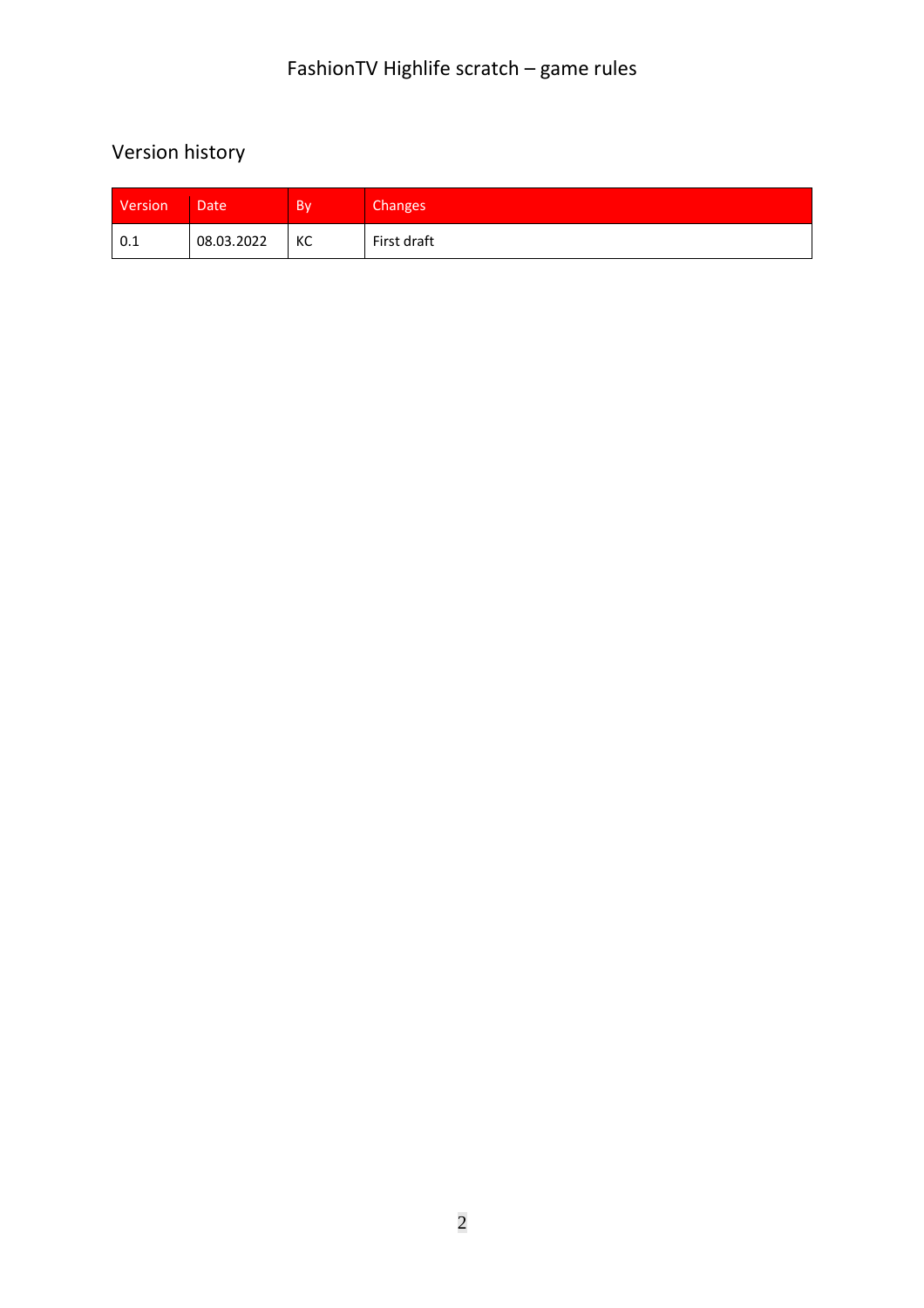# Version history

| Version | Date | By | Changes |
| --- | --- | --- | --- |
| 0.1 | 08.03.2022 | KC | First draft |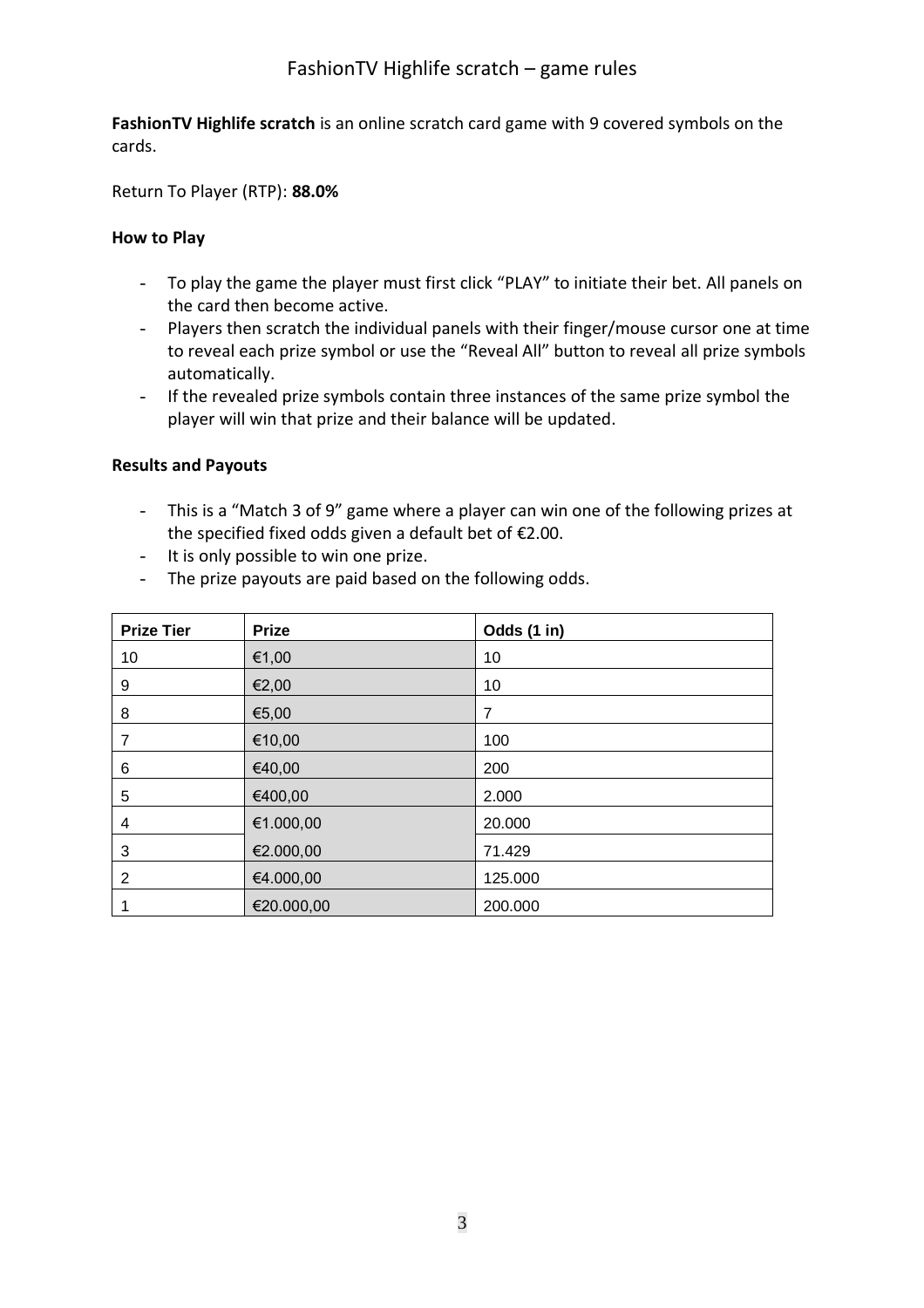# FashionTV Highlife scratch – game rules

**FashionTV Highlife scratch** is an online scratch card game with 9 covered symbols on the cards.

Return To Player (RTP): **88.0%**

**How to Play**

- To play the game the player must first click "PLAY" to initiate their bet. All panels on the card then become active.
- Players then scratch the individual panels with their finger/mouse cursor one at time to reveal each prize symbol or use the "Reveal All" button to reveal all prize symbols automatically.
- If the revealed prize symbols contain three instances of the same prize symbol the player will win that prize and their balance will be updated.

**Results and Payouts**

- This is a "Match 3 of 9" game where a player can win one of the following prizes at the specified fixed odds given a default bet of €2.00.
- It is only possible to win one prize.
- The prize payouts are paid based on the following odds.

| Prize Tier | Prize | Odds (1 in) |
|---|---|---|
| 10 | €1,00 | 10 |
| 9 | €2,00 | 10 |
| 8 | €5,00 | 7 |
| 7 | €10,00 | 100 |
| 6 | €40,00 | 200 |
| 5 | €400,00 | 2.000 |
| 4 | €1.000,00 | 20.000 |
| 3 | €2.000,00 | 71.429 |
| 2 | €4.000,00 | 125.000 |
| 1 | €20.000,00 | 200.000 |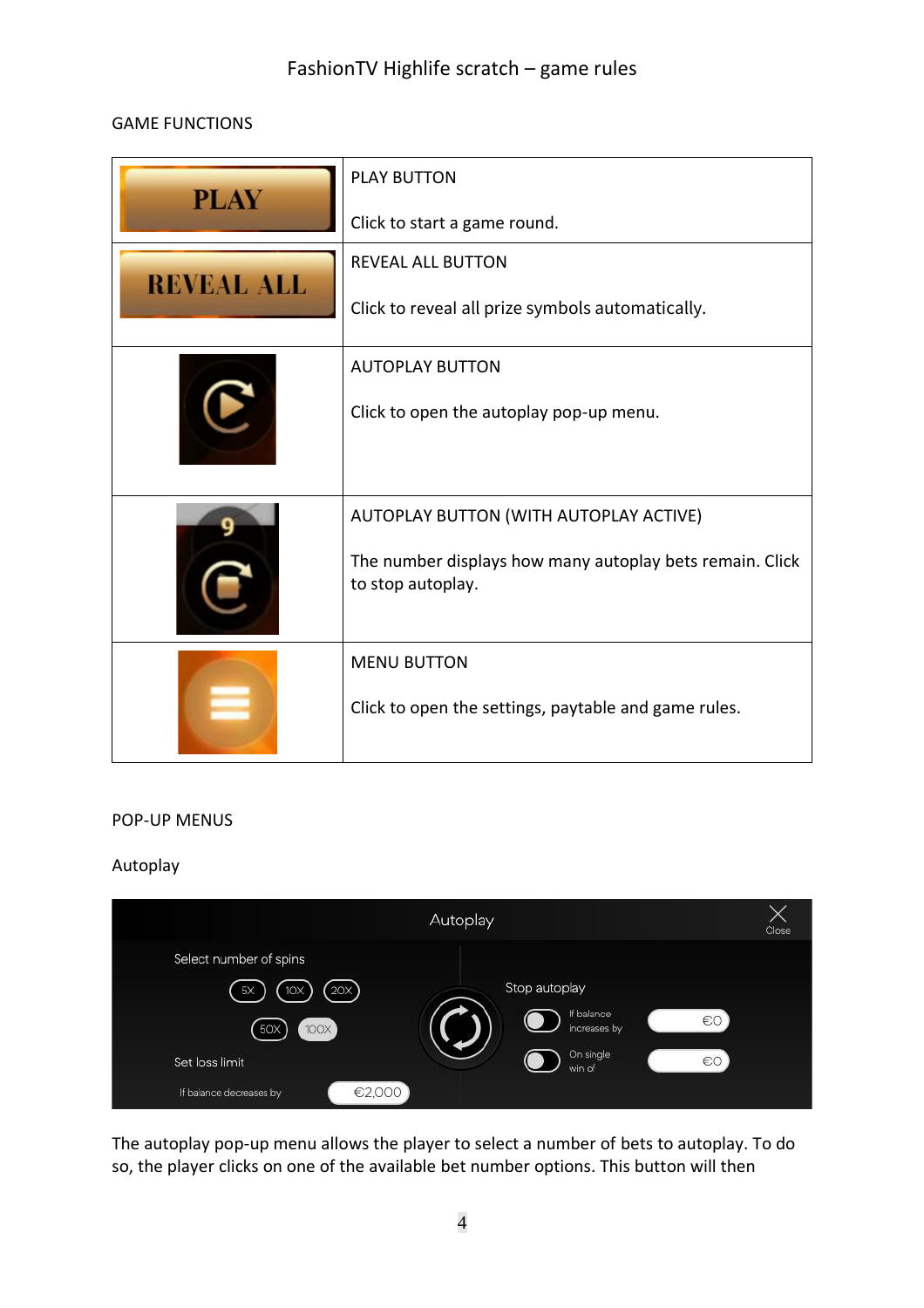# FashionTV Highlife scratch – game rules

## GAME FUNCTIONS

| | |
|---|---|
| PLAY | PLAY BUTTON<br><br>Click to start a game round. |
| REVEAL ALL | REVEAL ALL BUTTON<br><br>Click to reveal all prize symbols automatically. |
| | AUTOPLAY BUTTON<br><br>Click to open the autoplay pop-up menu. |
| 9 | AUTOPLAY BUTTON (WITH AUTOPLAY ACTIVE)<br><br>The number displays how many autoplay bets remain. Click to stop autoplay. |
| | MENU BUTTON<br><br>Click to open the settings, paytable and game rules. |

## POP-UP MENUS

### Autoplay

Autoplay

Close

Select number of spins

5X 10X 20X

50X 100X

Set loss limit

If balance decreases by €2,000

Stop autoplay

If balance increases by €0

On single win of €0

The autoplay pop-up menu allows the player to select a number of bets to autoplay. To do so, the player clicks on one of the available bet number options. This button will then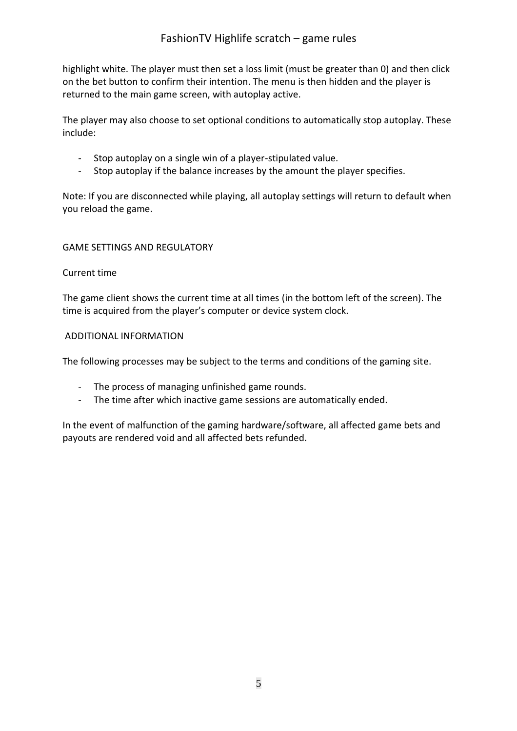highlight white. The player must then set a loss limit (must be greater than 0) and then click on the bet button to confirm their intention. The menu is then hidden and the player is returned to the main game screen, with autoplay active.

The player may also choose to set optional conditions to automatically stop autoplay. These include:

- Stop autoplay on a single win of a player-stipulated value.
- Stop autoplay if the balance increases by the amount the player specifies.

Note: If you are disconnected while playing, all autoplay settings will return to default when you reload the game.

## GAME SETTINGS AND REGULATORY

### Current time

The game client shows the current time at all times (in the bottom left of the screen). The time is acquired from the player's computer or device system clock.

## ADDITIONAL INFORMATION

The following processes may be subject to the terms and conditions of the gaming site.

- The process of managing unfinished game rounds.
- The time after which inactive game sessions are automatically ended.

In the event of malfunction of the gaming hardware/software, all affected game bets and payouts are rendered void and all affected bets refunded.